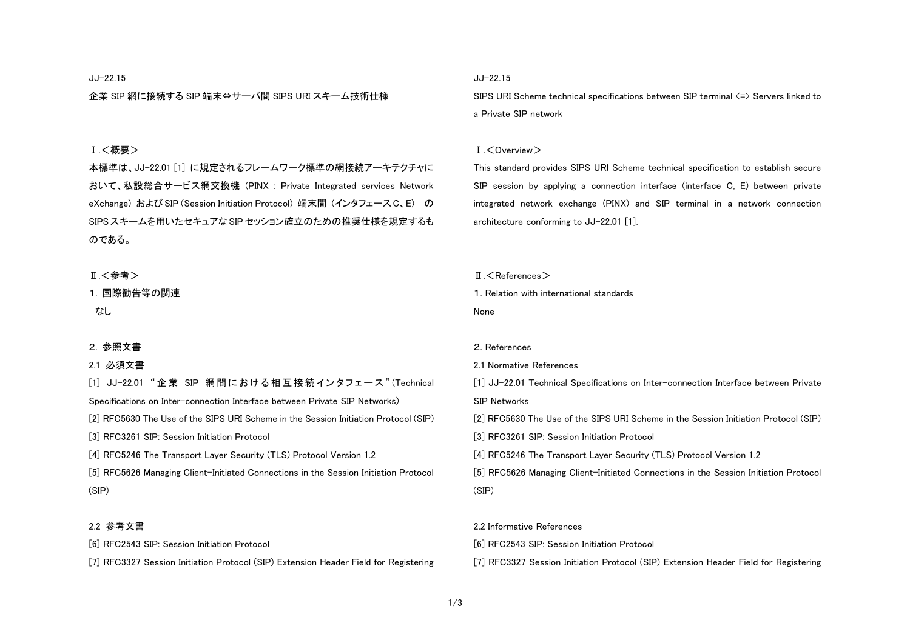JJ-22.15

# 企業 SIP 網に接続する SIP 端末⇔サーバ間 SIPS URI スキーム技術仕様

## Ⅰ.<概要>

本標準は、JJ-22.01 [1] に規定されるフレームワーク標準の網接続アーキテクチャにおいて、私設総合サービス網交換機 (PINX : Private Integrated services Network eXchange) および SIP (Session Initiation Protocol) 端末間 (インタフェースC、E) の SIPS スキームを用いたセキュアな SIP セッション確立のための推奨仕様を規定するものである。

## Ⅱ.<参考>

### 1. 国際勧告等の関連

なし

### 2. 参照文書

#### 2.1 必須文書

[1] JJ-22.01 "企業 SIP 網間における相互接続インタフェース"(Technical Specifications on Inter-connection Interface between Private SIP Networks)

[2] RFC5630 The Use of the SIPS URI Scheme in the Session Initiation Protocol (SIP)

[3] RFC3261 SIP: Session Initiation Protocol

[4] RFC5246 The Transport Layer Security (TLS) Protocol Version 1.2

[5] RFC5626 Managing Client-Initiated Connections in the Session Initiation Protocol (SIP)

#### 2.2 参考文書

[6] RFC2543 SIP: Session Initiation Protocol

[7] RFC3327 Session Initiation Protocol (SIP) Extension Header Field for Registering

JJ-22.15

# SIPS URI Scheme technical specifications between SIP terminal <=> Servers linked to a Private SIP network

## Ⅰ.<Overview>

This standard provides SIPS URI Scheme technical specification to establish secure SIP session by applying a connection interface (interface C, E) between private integrated network exchange (PINX) and SIP terminal in a network connection architecture conforming to JJ-22.01 [1].

## Ⅱ.<References>

### 1. Relation with international standards

None

### 2. References

#### 2.1 Normative References

[1] JJ-22.01 Technical Specifications on Inter-connection Interface between Private SIP Networks

[2] RFC5630 The Use of the SIPS URI Scheme in the Session Initiation Protocol (SIP)

[3] RFC3261 SIP: Session Initiation Protocol

[4] RFC5246 The Transport Layer Security (TLS) Protocol Version 1.2

[5] RFC5626 Managing Client-Initiated Connections in the Session Initiation Protocol (SIP)

#### 2.2 Informative References

[6] RFC2543 SIP: Session Initiation Protocol

[7] RFC3327 Session Initiation Protocol (SIP) Extension Header Field for Registering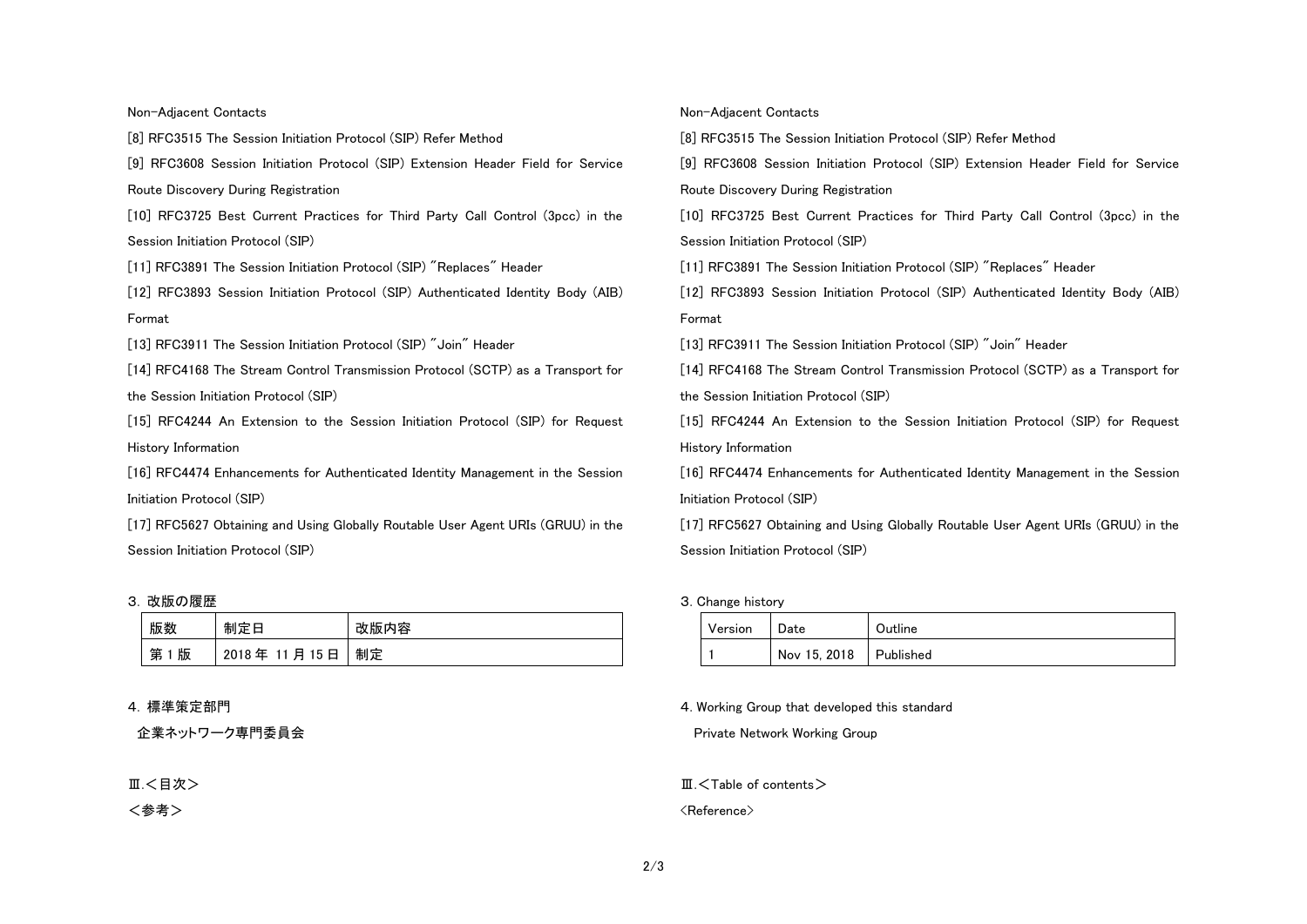Non-Adjacent Contacts

[8] RFC3515 The Session Initiation Protocol (SIP) Refer Method

[9] RFC3608 Session Initiation Protocol (SIP) Extension Header Field for Service Route Discovery During Registration

[10] RFC3725 Best Current Practices for Third Party Call Control (3pcc) in the Session Initiation Protocol (SIP)

[11] RFC3891 The Session Initiation Protocol (SIP) "Replaces" Header

[12] RFC3893 Session Initiation Protocol (SIP) Authenticated Identity Body (AIB) Format

[13] RFC3911 The Session Initiation Protocol (SIP) "Join" Header

[14] RFC4168 The Stream Control Transmission Protocol (SCTP) as a Transport for the Session Initiation Protocol (SIP)

[15] RFC4244 An Extension to the Session Initiation Protocol (SIP) for Request History Information

[16] RFC4474 Enhancements for Authenticated Identity Management in the Session Initiation Protocol (SIP)

[17] RFC5627 Obtaining and Using Globally Routable User Agent URIs (GRUU) in the Session Initiation Protocol (SIP)

3. 改版の履歴

| 版数 | 制定日 | 改版内容 |
| --- | --- | --- |
| 第 1 版 | 2018 年 11 月 15 日 | 制定 |

4. 標準策定部門

企業ネットワーク専門委員会

Ⅲ.＜目次＞

＜参考＞

Non-Adjacent Contacts

[8] RFC3515 The Session Initiation Protocol (SIP) Refer Method

[9] RFC3608 Session Initiation Protocol (SIP) Extension Header Field for Service Route Discovery During Registration

[10] RFC3725 Best Current Practices for Third Party Call Control (3pcc) in the Session Initiation Protocol (SIP)

[11] RFC3891 The Session Initiation Protocol (SIP) "Replaces" Header

[12] RFC3893 Session Initiation Protocol (SIP) Authenticated Identity Body (AIB) Format

[13] RFC3911 The Session Initiation Protocol (SIP) "Join" Header

[14] RFC4168 The Stream Control Transmission Protocol (SCTP) as a Transport for the Session Initiation Protocol (SIP)

[15] RFC4244 An Extension to the Session Initiation Protocol (SIP) for Request History Information

[16] RFC4474 Enhancements for Authenticated Identity Management in the Session Initiation Protocol (SIP)

[17] RFC5627 Obtaining and Using Globally Routable User Agent URIs (GRUU) in the Session Initiation Protocol (SIP)

3. Change history

| Version | Date | Outline |
| --- | --- | --- |
| 1 | Nov 15, 2018 | Published |

4. Working Group that developed this standard

Private Network Working Group

Ⅲ.＜Table of contents＞

<Reference>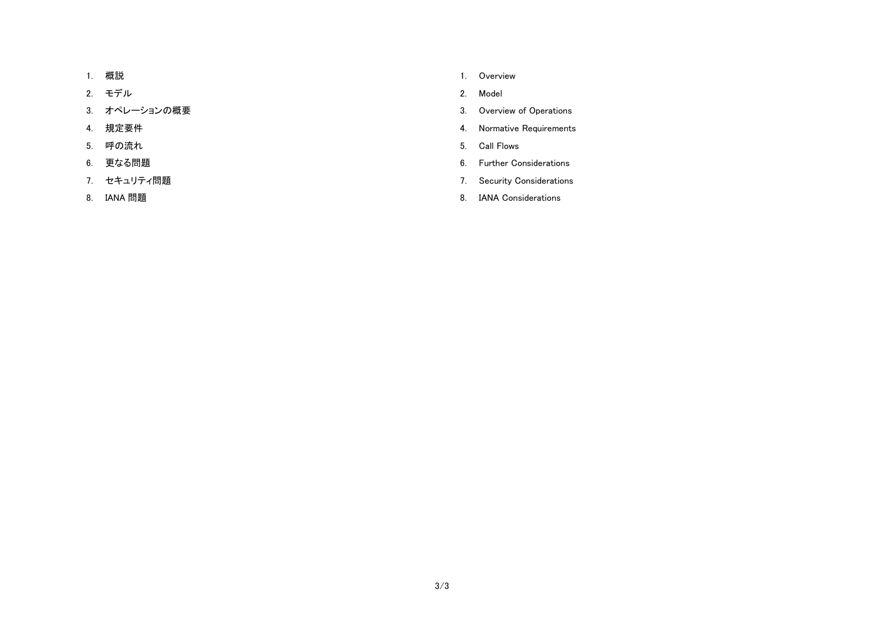1. 概説
2. モデル
3. オペレーションの概要
4. 規定要件
5. 呼の流れ
6. 更なる問題
7. セキュリティ問題
8. IANA 問題

1. Overview
2. Model
3. Overview of Operations
4. Normative Requirements
5. Call Flows
6. Further Considerations
7. Security Considerations
8. IANA Considerations